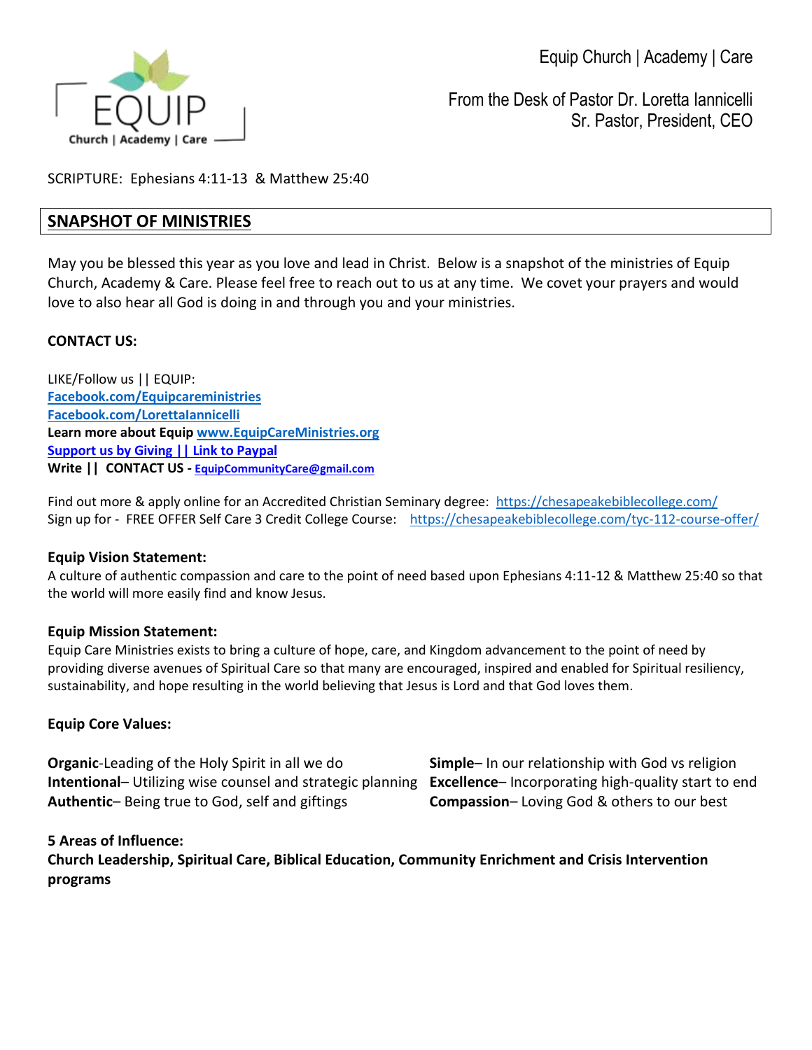EQUIP Church | Academy | Care

Equip Church | Academy | Care

From the Desk of Pastor Dr. Loretta Iannicelli
Sr. Pastor, President, CEO

SCRIPTURE: Ephesians 4:11-13 & Matthew 25:40

## SNAPSHOT OF MINISTRIES

May you be blessed this year as you love and lead in Christ. Below is a snapshot of the ministries of Equip Church, Academy & Care. Please feel free to reach out to us at any time. We covet your prayers and would love to also hear all God is doing in and through you and your ministries.

**CONTACT US:**

LIKE/Follow us || EQUIP:
**Facebook.com/Equipcareministries**
**Facebook.com/LorettaIannicelli**
**Learn more about Equip www.EquipCareMinistries.org**
**Support us by Giving || Link to Paypal**
**Write || CONTACT US - EquipCommunityCare@gmail.com**

Find out more & apply online for an Accredited Christian Seminary degree: https://chesapeakebiblecollege.com/
Sign up for - FREE OFFER Self Care 3 Credit College Course: https://chesapeakebiblecollege.com/tyc-112-course-offer/

**Equip Vision Statement:**
A culture of authentic compassion and care to the point of need based upon Ephesians 4:11-12 & Matthew 25:40 so that the world will more easily find and know Jesus.

**Equip Mission Statement:**
Equip Care Ministries exists to bring a culture of hope, care, and Kingdom advancement to the point of need by providing diverse avenues of Spiritual Care so that many are encouraged, inspired and enabled for Spiritual resiliency, sustainability, and hope resulting in the world believing that Jesus is Lord and that God loves them.

**Equip Core Values:**

**Organic**-Leading of the Holy Spirit in all we do
**Intentional**– Utilizing wise counsel and strategic planning
**Authentic**– Being true to God, self and giftings
**Simple**– In our relationship with God vs religion
**Excellence**– Incorporating high-quality start to end
**Compassion**– Loving God & others to our best

**5 Areas of Influence:**
**Church Leadership, Spiritual Care, Biblical Education, Community Enrichment and Crisis Intervention programs**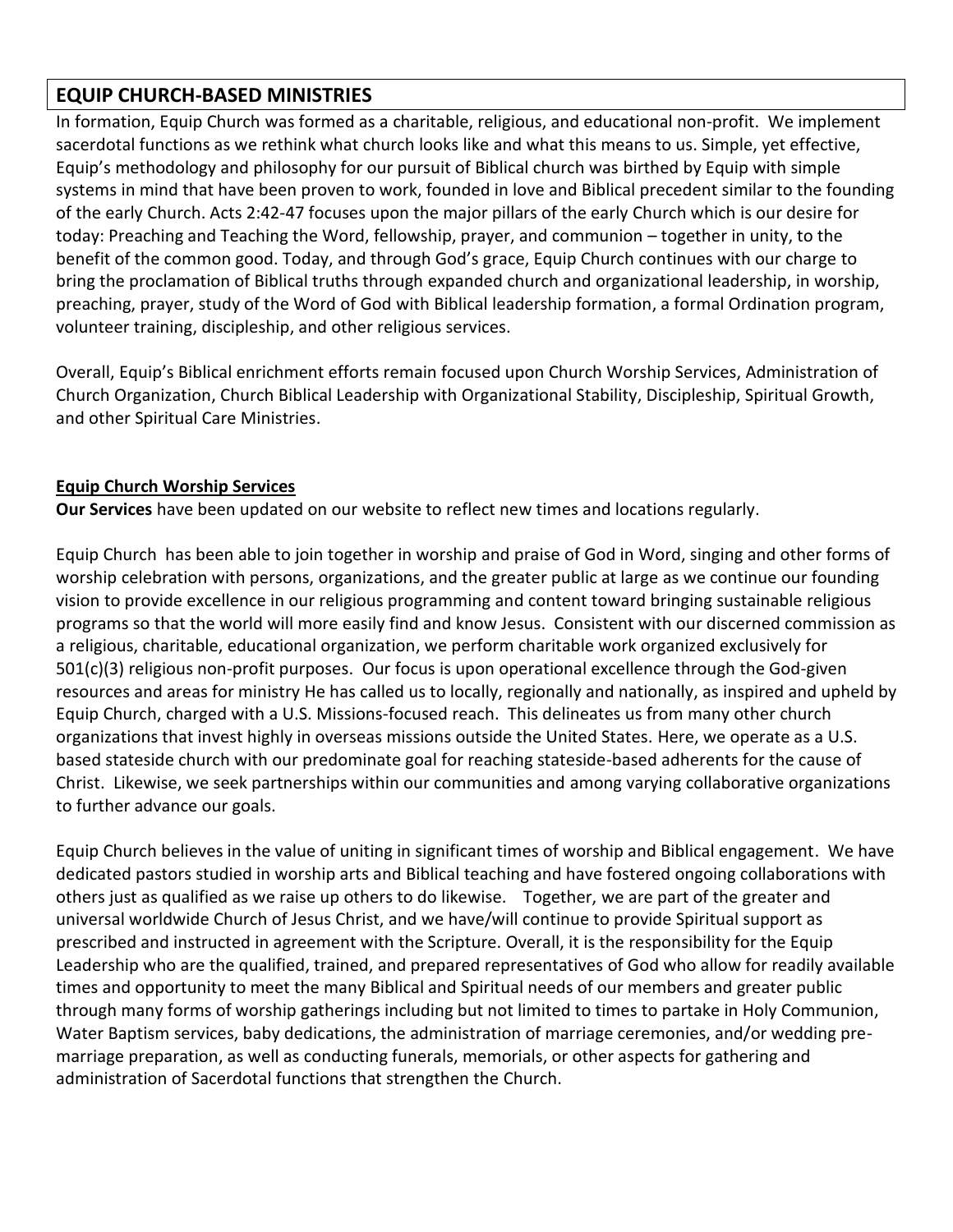## EQUIP CHURCH-BASED MINISTRIES

In formation, Equip Church was formed as a charitable, religious, and educational non-profit. We implement sacerdotal functions as we rethink what church looks like and what this means to us. Simple, yet effective, Equip's methodology and philosophy for our pursuit of Biblical church was birthed by Equip with simple systems in mind that have been proven to work, founded in love and Biblical precedent similar to the founding of the early Church. Acts 2:42-47 focuses upon the major pillars of the early Church which is our desire for today: Preaching and Teaching the Word, fellowship, prayer, and communion – together in unity, to the benefit of the common good. Today, and through God's grace, Equip Church continues with our charge to bring the proclamation of Biblical truths through expanded church and organizational leadership, in worship, preaching, prayer, study of the Word of God with Biblical leadership formation, a formal Ordination program, volunteer training, discipleship, and other religious services.

Overall, Equip's Biblical enrichment efforts remain focused upon Church Worship Services, Administration of Church Organization, Church Biblical Leadership with Organizational Stability, Discipleship, Spiritual Growth, and other Spiritual Care Ministries.

### Equip Church Worship Services

**Our Services** have been updated on our website to reflect new times and locations regularly.

Equip Church has been able to join together in worship and praise of God in Word, singing and other forms of worship celebration with persons, organizations, and the greater public at large as we continue our founding vision to provide excellence in our religious programming and content toward bringing sustainable religious programs so that the world will more easily find and know Jesus. Consistent with our discerned commission as a religious, charitable, educational organization, we perform charitable work organized exclusively for 501(c)(3) religious non-profit purposes. Our focus is upon operational excellence through the God-given resources and areas for ministry He has called us to locally, regionally and nationally, as inspired and upheld by Equip Church, charged with a U.S. Missions-focused reach. This delineates us from many other church organizations that invest highly in overseas missions outside the United States. Here, we operate as a U.S. based stateside church with our predominate goal for reaching stateside-based adherents for the cause of Christ. Likewise, we seek partnerships within our communities and among varying collaborative organizations to further advance our goals.

Equip Church believes in the value of uniting in significant times of worship and Biblical engagement. We have dedicated pastors studied in worship arts and Biblical teaching and have fostered ongoing collaborations with others just as qualified as we raise up others to do likewise. Together, we are part of the greater and universal worldwide Church of Jesus Christ, and we have/will continue to provide Spiritual support as prescribed and instructed in agreement with the Scripture. Overall, it is the responsibility for the Equip Leadership who are the qualified, trained, and prepared representatives of God who allow for readily available times and opportunity to meet the many Biblical and Spiritual needs of our members and greater public through many forms of worship gatherings including but not limited to times to partake in Holy Communion, Water Baptism services, baby dedications, the administration of marriage ceremonies, and/or wedding pre-marriage preparation, as well as conducting funerals, memorials, or other aspects for gathering and administration of Sacerdotal functions that strengthen the Church.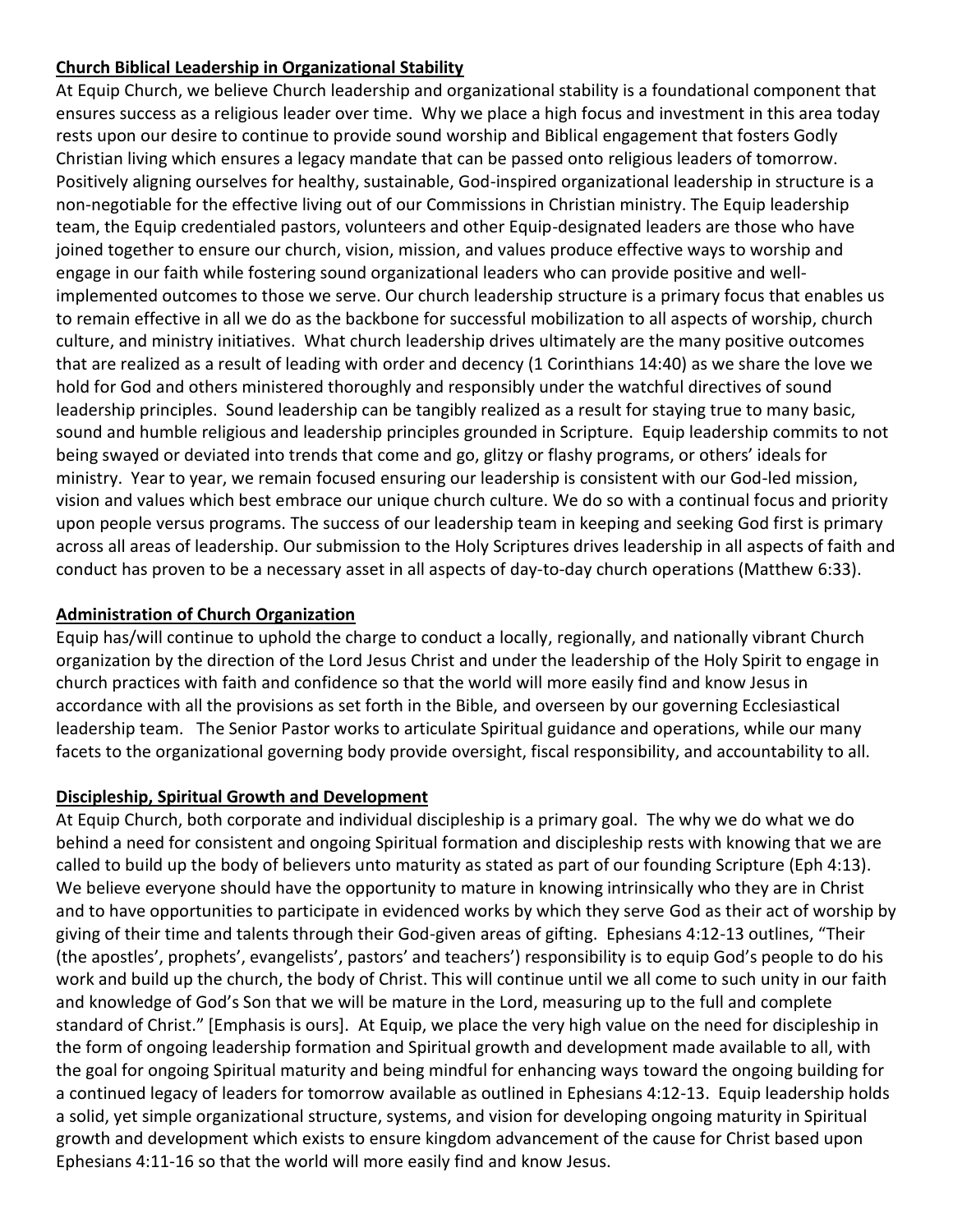## Church Biblical Leadership in Organizational Stability

At Equip Church, we believe Church leadership and organizational stability is a foundational component that ensures success as a religious leader over time. Why we place a high focus and investment in this area today rests upon our desire to continue to provide sound worship and Biblical engagement that fosters Godly Christian living which ensures a legacy mandate that can be passed onto religious leaders of tomorrow. Positively aligning ourselves for healthy, sustainable, God-inspired organizational leadership in structure is a non-negotiable for the effective living out of our Commissions in Christian ministry. The Equip leadership team, the Equip credentialed pastors, volunteers and other Equip-designated leaders are those who have joined together to ensure our church, vision, mission, and values produce effective ways to worship and engage in our faith while fostering sound organizational leaders who can provide positive and well-implemented outcomes to those we serve. Our church leadership structure is a primary focus that enables us to remain effective in all we do as the backbone for successful mobilization to all aspects of worship, church culture, and ministry initiatives. What church leadership drives ultimately are the many positive outcomes that are realized as a result of leading with order and decency (1 Corinthians 14:40) as we share the love we hold for God and others ministered thoroughly and responsibly under the watchful directives of sound leadership principles. Sound leadership can be tangibly realized as a result for staying true to many basic, sound and humble religious and leadership principles grounded in Scripture. Equip leadership commits to not being swayed or deviated into trends that come and go, glitzy or flashy programs, or others' ideals for ministry. Year to year, we remain focused ensuring our leadership is consistent with our God-led mission, vision and values which best embrace our unique church culture. We do so with a continual focus and priority upon people versus programs. The success of our leadership team in keeping and seeking God first is primary across all areas of leadership. Our submission to the Holy Scriptures drives leadership in all aspects of faith and conduct has proven to be a necessary asset in all aspects of day-to-day church operations (Matthew 6:33).

## Administration of Church Organization

Equip has/will continue to uphold the charge to conduct a locally, regionally, and nationally vibrant Church organization by the direction of the Lord Jesus Christ and under the leadership of the Holy Spirit to engage in church practices with faith and confidence so that the world will more easily find and know Jesus in accordance with all the provisions as set forth in the Bible, and overseen by our governing Ecclesiastical leadership team. The Senior Pastor works to articulate Spiritual guidance and operations, while our many facets to the organizational governing body provide oversight, fiscal responsibility, and accountability to all.

## Discipleship, Spiritual Growth and Development

At Equip Church, both corporate and individual discipleship is a primary goal. The why we do what we do behind a need for consistent and ongoing Spiritual formation and discipleship rests with knowing that we are called to build up the body of believers unto maturity as stated as part of our founding Scripture (Eph 4:13). We believe everyone should have the opportunity to mature in knowing intrinsically who they are in Christ and to have opportunities to participate in evidenced works by which they serve God as their act of worship by giving of their time and talents through their God-given areas of gifting. Ephesians 4:12-13 outlines, "Their (the apostles', prophets', evangelists', pastors' and teachers') responsibility is to equip God's people to do his work and build up the church, the body of Christ. This will continue until we all come to such unity in our faith and knowledge of God's Son that we will be mature in the Lord, measuring up to the full and complete standard of Christ." [Emphasis is ours]. At Equip, we place the very high value on the need for discipleship in the form of ongoing leadership formation and Spiritual growth and development made available to all, with the goal for ongoing Spiritual maturity and being mindful for enhancing ways toward the ongoing building for a continued legacy of leaders for tomorrow available as outlined in Ephesians 4:12-13. Equip leadership holds a solid, yet simple organizational structure, systems, and vision for developing ongoing maturity in Spiritual growth and development which exists to ensure kingdom advancement of the cause for Christ based upon Ephesians 4:11-16 so that the world will more easily find and know Jesus.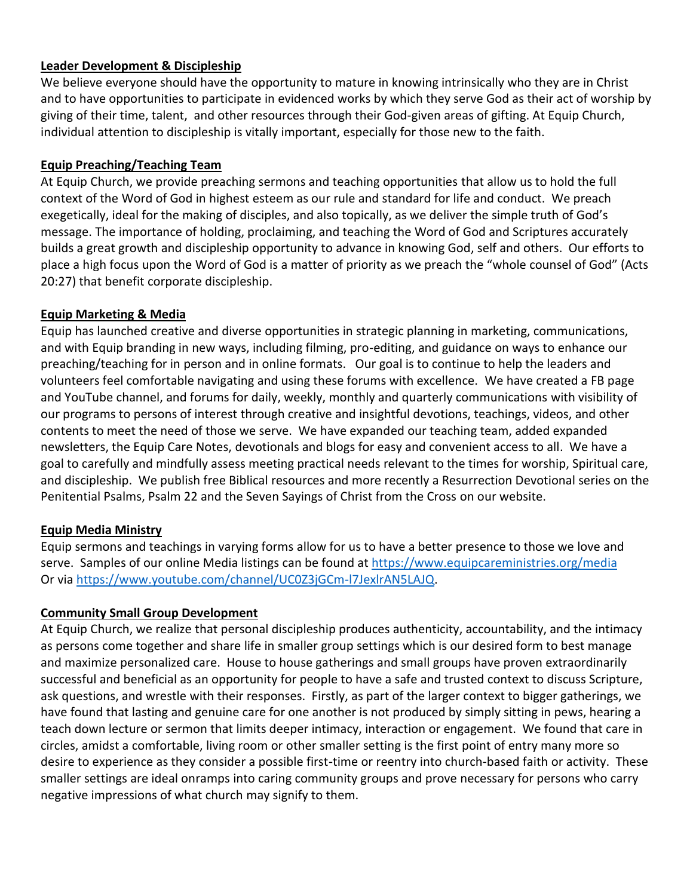**Leader Development & Discipleship**

We believe everyone should have the opportunity to mature in knowing intrinsically who they are in Christ and to have opportunities to participate in evidenced works by which they serve God as their act of worship by giving of their time, talent, and other resources through their God-given areas of gifting. At Equip Church, individual attention to discipleship is vitally important, especially for those new to the faith.

**Equip Preaching/Teaching Team**

At Equip Church, we provide preaching sermons and teaching opportunities that allow us to hold the full context of the Word of God in highest esteem as our rule and standard for life and conduct. We preach exegetically, ideal for the making of disciples, and also topically, as we deliver the simple truth of God's message. The importance of holding, proclaiming, and teaching the Word of God and Scriptures accurately builds a great growth and discipleship opportunity to advance in knowing God, self and others. Our efforts to place a high focus upon the Word of God is a matter of priority as we preach the "whole counsel of God" (Acts 20:27) that benefit corporate discipleship.

**Equip Marketing & Media**

Equip has launched creative and diverse opportunities in strategic planning in marketing, communications, and with Equip branding in new ways, including filming, pro-editing, and guidance on ways to enhance our preaching/teaching for in person and in online formats. Our goal is to continue to help the leaders and volunteers feel comfortable navigating and using these forums with excellence. We have created a FB page and YouTube channel, and forums for daily, weekly, monthly and quarterly communications with visibility of our programs to persons of interest through creative and insightful devotions, teachings, videos, and other contents to meet the need of those we serve. We have expanded our teaching team, added expanded newsletters, the Equip Care Notes, devotionals and blogs for easy and convenient access to all. We have a goal to carefully and mindfully assess meeting practical needs relevant to the times for worship, Spiritual care, and discipleship. We publish free Biblical resources and more recently a Resurrection Devotional series on the Penitential Psalms, Psalm 22 and the Seven Sayings of Christ from the Cross on our website.

**Equip Media Ministry**

Equip sermons and teachings in varying forms allow for us to have a better presence to those we love and serve. Samples of our online Media listings can be found at https://www.equipcareministries.org/media Or via https://www.youtube.com/channel/UC0Z3jGCm-l7JexlrAN5LAJQ.

**Community Small Group Development**

At Equip Church, we realize that personal discipleship produces authenticity, accountability, and the intimacy as persons come together and share life in smaller group settings which is our desired form to best manage and maximize personalized care. House to house gatherings and small groups have proven extraordinarily successful and beneficial as an opportunity for people to have a safe and trusted context to discuss Scripture, ask questions, and wrestle with their responses. Firstly, as part of the larger context to bigger gatherings, we have found that lasting and genuine care for one another is not produced by simply sitting in pews, hearing a teach down lecture or sermon that limits deeper intimacy, interaction or engagement. We found that care in circles, amidst a comfortable, living room or other smaller setting is the first point of entry many more so desire to experience as they consider a possible first-time or reentry into church-based faith or activity. These smaller settings are ideal onramps into caring community groups and prove necessary for persons who carry negative impressions of what church may signify to them.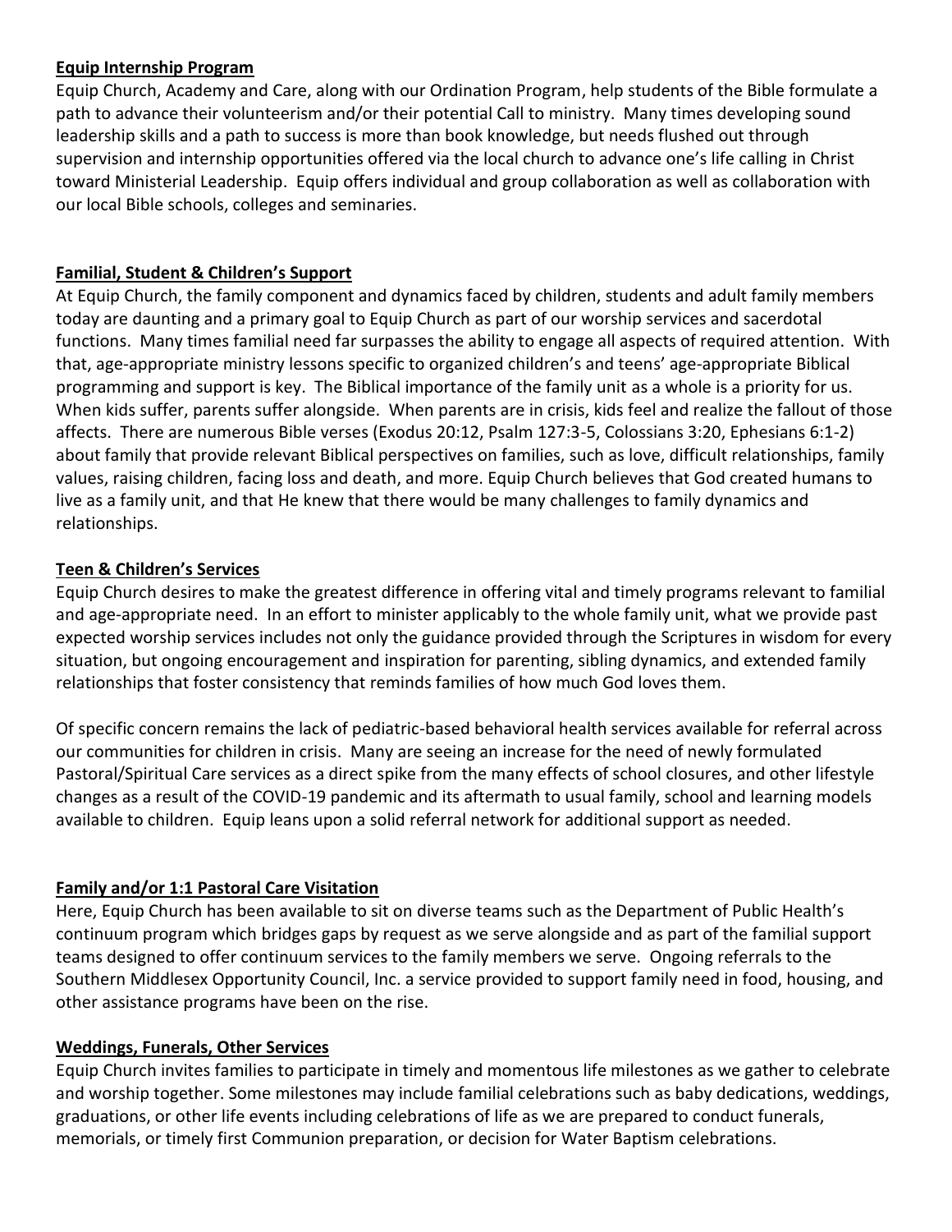**Equip Internship Program**

Equip Church, Academy and Care, along with our Ordination Program, help students of the Bible formulate a path to advance their volunteerism and/or their potential Call to ministry. Many times developing sound leadership skills and a path to success is more than book knowledge, but needs flushed out through supervision and internship opportunities offered via the local church to advance one's life calling in Christ toward Ministerial Leadership. Equip offers individual and group collaboration as well as collaboration with our local Bible schools, colleges and seminaries.

**Familial, Student & Children's Support**

At Equip Church, the family component and dynamics faced by children, students and adult family members today are daunting and a primary goal to Equip Church as part of our worship services and sacerdotal functions. Many times familial need far surpasses the ability to engage all aspects of required attention. With that, age-appropriate ministry lessons specific to organized children's and teens' age-appropriate Biblical programming and support is key. The Biblical importance of the family unit as a whole is a priority for us. When kids suffer, parents suffer alongside. When parents are in crisis, kids feel and realize the fallout of those affects. There are numerous Bible verses (Exodus 20:12, Psalm 127:3-5, Colossians 3:20, Ephesians 6:1-2) about family that provide relevant Biblical perspectives on families, such as love, difficult relationships, family values, raising children, facing loss and death, and more. Equip Church believes that God created humans to live as a family unit, and that He knew that there would be many challenges to family dynamics and relationships.

**Teen & Children's Services**

Equip Church desires to make the greatest difference in offering vital and timely programs relevant to familial and age-appropriate need. In an effort to minister applicably to the whole family unit, what we provide past expected worship services includes not only the guidance provided through the Scriptures in wisdom for every situation, but ongoing encouragement and inspiration for parenting, sibling dynamics, and extended family relationships that foster consistency that reminds families of how much God loves them.

Of specific concern remains the lack of pediatric-based behavioral health services available for referral across our communities for children in crisis. Many are seeing an increase for the need of newly formulated Pastoral/Spiritual Care services as a direct spike from the many effects of school closures, and other lifestyle changes as a result of the COVID-19 pandemic and its aftermath to usual family, school and learning models available to children. Equip leans upon a solid referral network for additional support as needed.

**Family and/or 1:1 Pastoral Care Visitation**

Here, Equip Church has been available to sit on diverse teams such as the Department of Public Health's continuum program which bridges gaps by request as we serve alongside and as part of the familial support teams designed to offer continuum services to the family members we serve. Ongoing referrals to the Southern Middlesex Opportunity Council, Inc. a service provided to support family need in food, housing, and other assistance programs have been on the rise.

**Weddings, Funerals, Other Services**

Equip Church invites families to participate in timely and momentous life milestones as we gather to celebrate and worship together. Some milestones may include familial celebrations such as baby dedications, weddings, graduations, or other life events including celebrations of life as we are prepared to conduct funerals, memorials, or timely first Communion preparation, or decision for Water Baptism celebrations.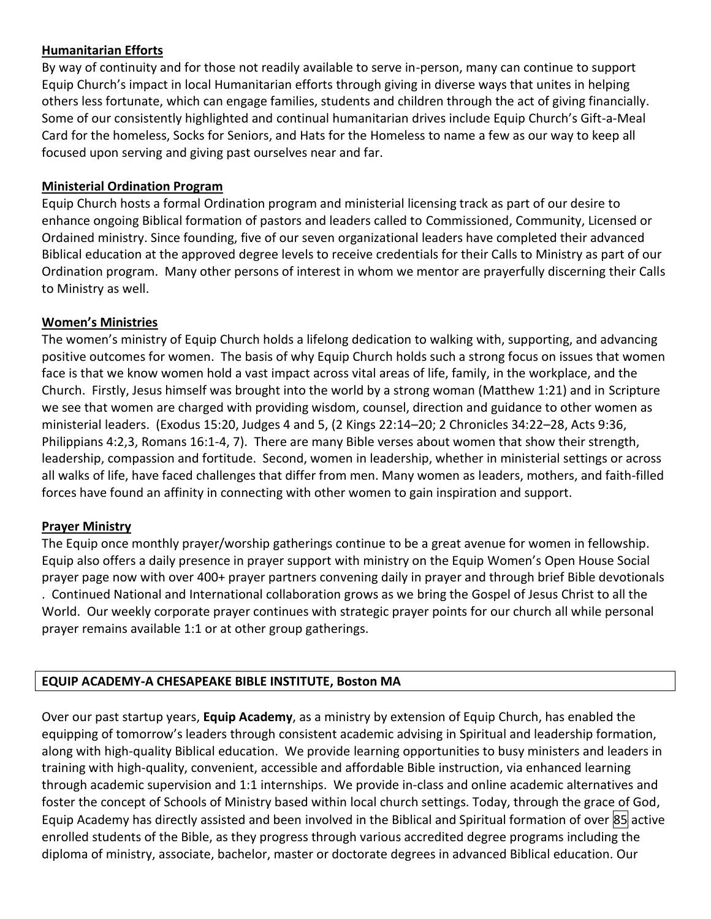**Humanitarian Efforts**

By way of continuity and for those not readily available to serve in-person, many can continue to support Equip Church's impact in local Humanitarian efforts through giving in diverse ways that unites in helping others less fortunate, which can engage families, students and children through the act of giving financially. Some of our consistently highlighted and continual humanitarian drives include Equip Church's Gift-a-Meal Card for the homeless, Socks for Seniors, and Hats for the Homeless to name a few as our way to keep all focused upon serving and giving past ourselves near and far.

**Ministerial Ordination Program**

Equip Church hosts a formal Ordination program and ministerial licensing track as part of our desire to enhance ongoing Biblical formation of pastors and leaders called to Commissioned, Community, Licensed or Ordained ministry. Since founding, five of our seven organizational leaders have completed their advanced Biblical education at the approved degree levels to receive credentials for their Calls to Ministry as part of our Ordination program. Many other persons of interest in whom we mentor are prayerfully discerning their Calls to Ministry as well.

**Women's Ministries**

The women's ministry of Equip Church holds a lifelong dedication to walking with, supporting, and advancing positive outcomes for women. The basis of why Equip Church holds such a strong focus on issues that women face is that we know women hold a vast impact across vital areas of life, family, in the workplace, and the Church. Firstly, Jesus himself was brought into the world by a strong woman (Matthew 1:21) and in Scripture we see that women are charged with providing wisdom, counsel, direction and guidance to other women as ministerial leaders. (Exodus 15:20, Judges 4 and 5, (2 Kings 22:14–20; 2 Chronicles 34:22–28, Acts 9:36, Philippians 4:2,3, Romans 16:1-4, 7). There are many Bible verses about women that show their strength, leadership, compassion and fortitude. Second, women in leadership, whether in ministerial settings or across all walks of life, have faced challenges that differ from men. Many women as leaders, mothers, and faith-filled forces have found an affinity in connecting with other women to gain inspiration and support.

**Prayer Ministry**

The Equip once monthly prayer/worship gatherings continue to be a great avenue for women in fellowship. Equip also offers a daily presence in prayer support with ministry on the Equip Women's Open House Social prayer page now with over 400+ prayer partners convening daily in prayer and through brief Bible devotionals . Continued National and International collaboration grows as we bring the Gospel of Jesus Christ to all the World. Our weekly corporate prayer continues with strategic prayer points for our church all while personal prayer remains available 1:1 or at other group gatherings.

**EQUIP ACADEMY-A CHESAPEAKE BIBLE INSTITUTE, Boston MA**

Over our past startup years, **Equip Academy**, as a ministry by extension of Equip Church, has enabled the equipping of tomorrow's leaders through consistent academic advising in Spiritual and leadership formation, along with high-quality Biblical education. We provide learning opportunities to busy ministers and leaders in training with high-quality, convenient, accessible and affordable Bible instruction, via enhanced learning through academic supervision and 1:1 internships. We provide in-class and online academic alternatives and foster the concept of Schools of Ministry based within local church settings. Today, through the grace of God, Equip Academy has directly assisted and been involved in the Biblical and Spiritual formation of over 85 active enrolled students of the Bible, as they progress through various accredited degree programs including the diploma of ministry, associate, bachelor, master or doctorate degrees in advanced Biblical education. Our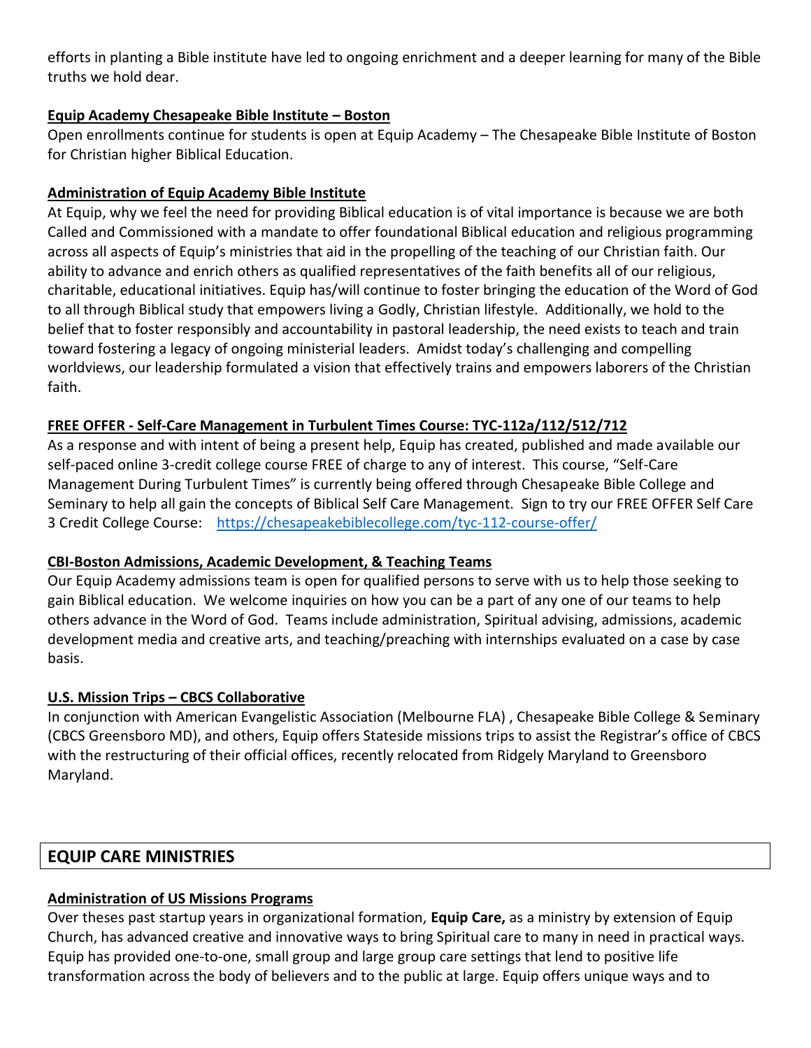efforts in planting a Bible institute have led to ongoing enrichment and a deeper learning for many of the Bible truths we hold dear.

**Equip Academy Chesapeake Bible Institute – Boston**

Open enrollments continue for students is open at Equip Academy – The Chesapeake Bible Institute of Boston for Christian higher Biblical Education.

**Administration of Equip Academy Bible Institute**

At Equip, why we feel the need for providing Biblical education is of vital importance is because we are both Called and Commissioned with a mandate to offer foundational Biblical education and religious programming across all aspects of Equip's ministries that aid in the propelling of the teaching of our Christian faith. Our ability to advance and enrich others as qualified representatives of the faith benefits all of our religious, charitable, educational initiatives. Equip has/will continue to foster bringing the education of the Word of God to all through Biblical study that empowers living a Godly, Christian lifestyle. Additionally, we hold to the belief that to foster responsibly and accountability in pastoral leadership, the need exists to teach and train toward fostering a legacy of ongoing ministerial leaders. Amidst today's challenging and compelling worldviews, our leadership formulated a vision that effectively trains and empowers laborers of the Christian faith.

**FREE OFFER - Self-Care Management in Turbulent Times Course: TYC-112a/112/512/712**

As a response and with intent of being a present help, Equip has created, published and made available our self-paced online 3-credit college course FREE of charge to any of interest. This course, "Self-Care Management During Turbulent Times" is currently being offered through Chesapeake Bible College and Seminary to help all gain the concepts of Biblical Self Care Management. Sign to try our FREE OFFER Self Care 3 Credit College Course: https://chesapeakebiblecollege.com/tyc-112-course-offer/

**CBI-Boston Admissions, Academic Development, & Teaching Teams**

Our Equip Academy admissions team is open for qualified persons to serve with us to help those seeking to gain Biblical education. We welcome inquiries on how you can be a part of any one of our teams to help others advance in the Word of God. Teams include administration, Spiritual advising, admissions, academic development media and creative arts, and teaching/preaching with internships evaluated on a case by case basis.

**U.S. Mission Trips – CBCS Collaborative**

In conjunction with American Evangelistic Association (Melbourne FLA) , Chesapeake Bible College & Seminary (CBCS Greensboro MD), and others, Equip offers Stateside missions trips to assist the Registrar's office of CBCS with the restructuring of their official offices, recently relocated from Ridgely Maryland to Greensboro Maryland.

## EQUIP CARE MINISTRIES

**Administration of US Missions Programs**

Over theses past startup years in organizational formation, **Equip Care,** as a ministry by extension of Equip Church, has advanced creative and innovative ways to bring Spiritual care to many in need in practical ways. Equip has provided one-to-one, small group and large group care settings that lend to positive life transformation across the body of believers and to the public at large. Equip offers unique ways and to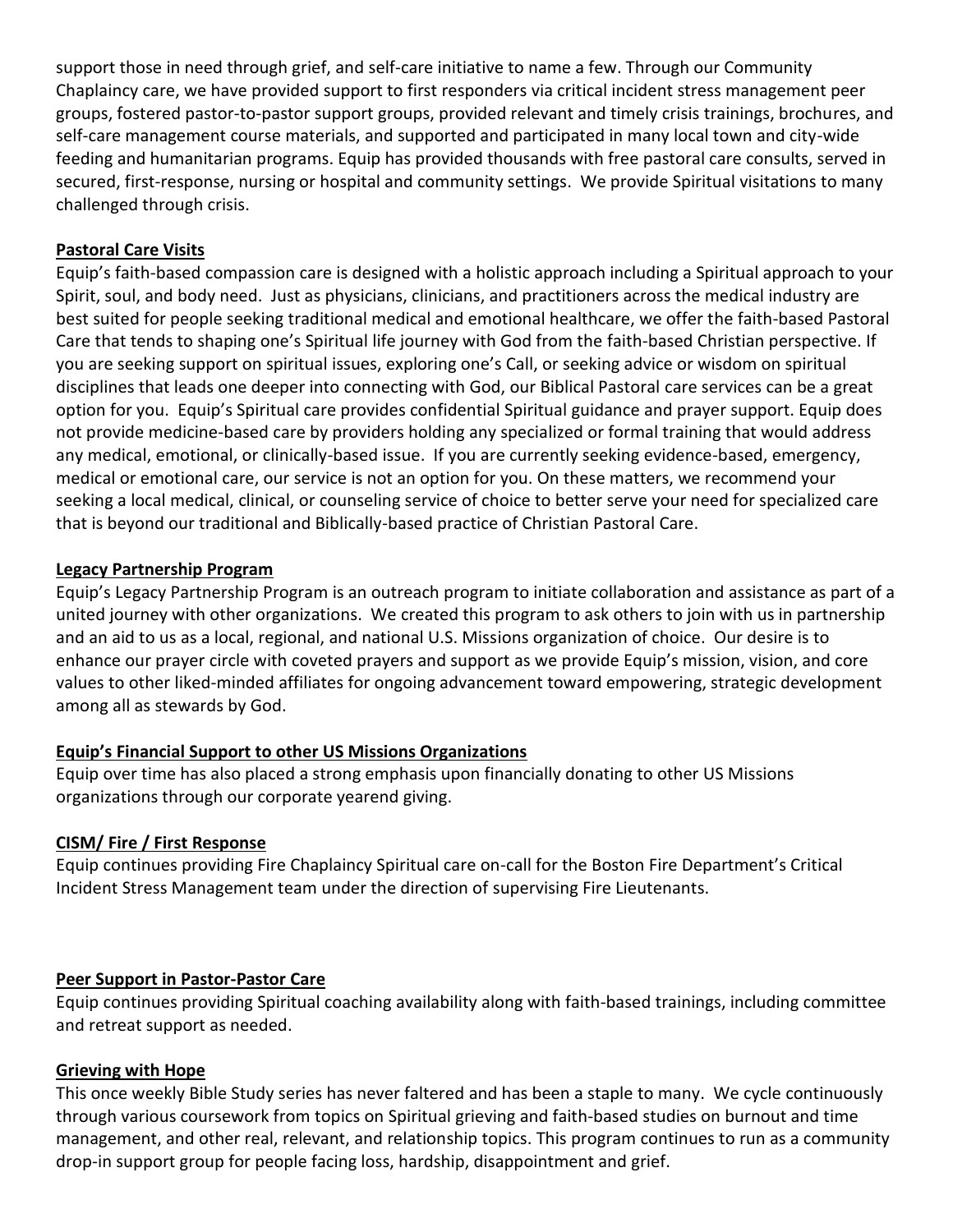support those in need through grief, and self-care initiative to name a few. Through our Community Chaplaincy care, we have provided support to first responders via critical incident stress management peer groups, fostered pastor-to-pastor support groups, provided relevant and timely crisis trainings, brochures, and self-care management course materials, and supported and participated in many local town and city-wide feeding and humanitarian programs. Equip has provided thousands with free pastoral care consults, served in secured, first-response, nursing or hospital and community settings. We provide Spiritual visitations to many challenged through crisis.

## Pastoral Care Visits

Equip's faith-based compassion care is designed with a holistic approach including a Spiritual approach to your Spirit, soul, and body need. Just as physicians, clinicians, and practitioners across the medical industry are best suited for people seeking traditional medical and emotional healthcare, we offer the faith-based Pastoral Care that tends to shaping one's Spiritual life journey with God from the faith-based Christian perspective. If you are seeking support on spiritual issues, exploring one's Call, or seeking advice or wisdom on spiritual disciplines that leads one deeper into connecting with God, our Biblical Pastoral care services can be a great option for you. Equip's Spiritual care provides confidential Spiritual guidance and prayer support. Equip does not provide medicine-based care by providers holding any specialized or formal training that would address any medical, emotional, or clinically-based issue. If you are currently seeking evidence-based, emergency, medical or emotional care, our service is not an option for you. On these matters, we recommend your seeking a local medical, clinical, or counseling service of choice to better serve your need for specialized care that is beyond our traditional and Biblically-based practice of Christian Pastoral Care.

## Legacy Partnership Program

Equip's Legacy Partnership Program is an outreach program to initiate collaboration and assistance as part of a united journey with other organizations. We created this program to ask others to join with us in partnership and an aid to us as a local, regional, and national U.S. Missions organization of choice. Our desire is to enhance our prayer circle with coveted prayers and support as we provide Equip's mission, vision, and core values to other liked-minded affiliates for ongoing advancement toward empowering, strategic development among all as stewards by God.

## Equip's Financial Support to other US Missions Organizations

Equip over time has also placed a strong emphasis upon financially donating to other US Missions organizations through our corporate yearend giving.

## CISM/ Fire / First Response

Equip continues providing Fire Chaplaincy Spiritual care on-call for the Boston Fire Department's Critical Incident Stress Management team under the direction of supervising Fire Lieutenants.

## Peer Support in Pastor-Pastor Care

Equip continues providing Spiritual coaching availability along with faith-based trainings, including committee and retreat support as needed.

## Grieving with Hope

This once weekly Bible Study series has never faltered and has been a staple to many. We cycle continuously through various coursework from topics on Spiritual grieving and faith-based studies on burnout and time management, and other real, relevant, and relationship topics. This program continues to run as a community drop-in support group for people facing loss, hardship, disappointment and grief.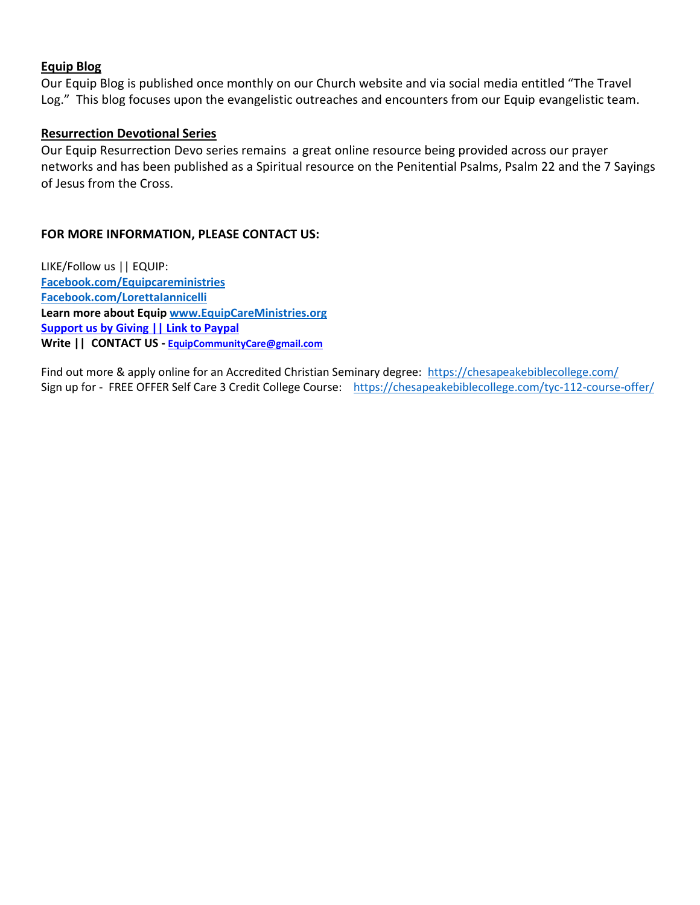**Equip Blog**

Our Equip Blog is published once monthly on our Church website and via social media entitled "The Travel Log." This blog focuses upon the evangelistic outreaches and encounters from our Equip evangelistic team.

**Resurrection Devotional Series**

Our Equip Resurrection Devo series remains a great online resource being provided across our prayer networks and has been published as a Spiritual resource on the Penitential Psalms, Psalm 22 and the 7 Sayings of Jesus from the Cross.

**FOR MORE INFORMATION, PLEASE CONTACT US:**

LIKE/Follow us || EQUIP:
**Facebook.com/Equipcareministries**
**Facebook.com/LorettaIannicelli**
**Learn more about Equip www.EquipCareMinistries.org**
**Support us by Giving || Link to Paypal**
**Write || CONTACT US - EquipCommunityCare@gmail.com**

Find out more & apply online for an Accredited Christian Seminary degree: https://chesapeakebiblecollege.com/
Sign up for - FREE OFFER Self Care 3 Credit College Course: https://chesapeakebiblecollege.com/tyc-112-course-offer/